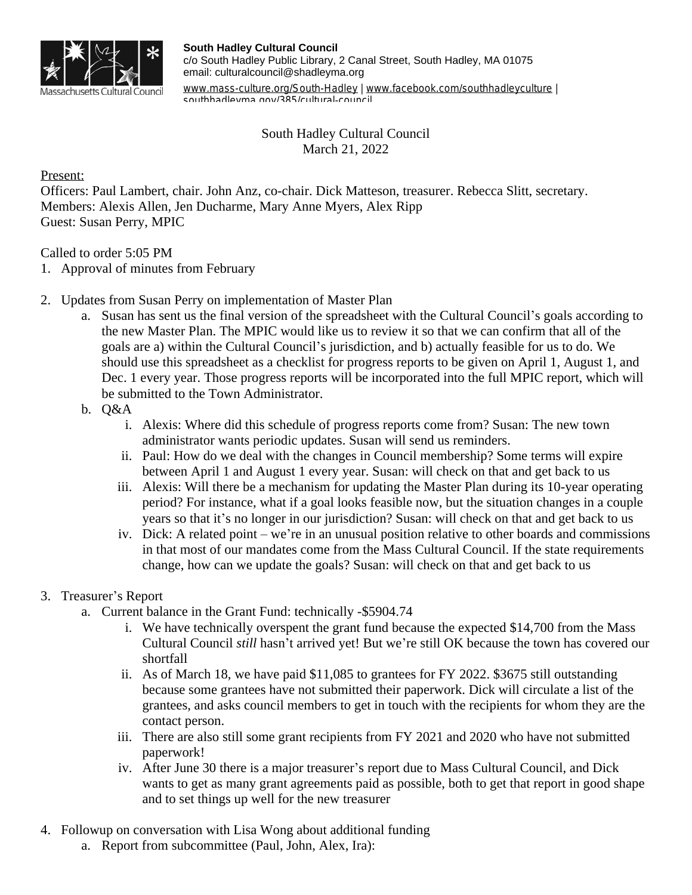**South Hadley Cultural Council**
c/o South Hadley Public Library, 2 Canal Street, South Hadley, MA 01075
email: culturalcouncil@shadleyma.org
www.mass-culture.org/South-Hadley | www.facebook.com/southhadleyculture | southhadleyma.gov/385/cultural-council

South Hadley Cultural Council
March 21, 2022

Present:
Officers: Paul Lambert, chair. John Anz, co-chair. Dick Matteson, treasurer. Rebecca Slitt, secretary.
Members: Alexis Allen, Jen Ducharme, Mary Anne Myers, Alex Ripp
Guest: Susan Perry, MPIC

Called to order 5:05 PM

1. Approval of minutes from February

2. Updates from Susan Perry on implementation of Master Plan
   a. Susan has sent us the final version of the spreadsheet with the Cultural Council's goals according to the new Master Plan. The MPIC would like us to review it so that we can confirm that all of the goals are a) within the Cultural Council's jurisdiction, and b) actually feasible for us to do. We should use this spreadsheet as a checklist for progress reports to be given on April 1, August 1, and Dec. 1 every year. Those progress reports will be incorporated into the full MPIC report, which will be submitted to the Town Administrator.
   b. Q&A
      i. Alexis: Where did this schedule of progress reports come from? Susan: The new town administrator wants periodic updates. Susan will send us reminders.
      ii. Paul: How do we deal with the changes in Council membership? Some terms will expire between April 1 and August 1 every year. Susan: will check on that and get back to us
      iii. Alexis: Will there be a mechanism for updating the Master Plan during its 10-year operating period? For instance, what if a goal looks feasible now, but the situation changes in a couple years so that it's no longer in our jurisdiction? Susan: will check on that and get back to us
      iv. Dick: A related point – we're in an unusual position relative to other boards and commissions in that most of our mandates come from the Mass Cultural Council. If the state requirements change, how can we update the goals? Susan: will check on that and get back to us

3. Treasurer's Report
   a. Current balance in the Grant Fund: technically -$5904.74
      i. We have technically overspent the grant fund because the expected $14,700 from the Mass Cultural Council *still* hasn't arrived yet! But we're still OK because the town has covered our shortfall
      ii. As of March 18, we have paid $11,085 to grantees for FY 2022. $3675 still outstanding because some grantees have not submitted their paperwork. Dick will circulate a list of the grantees, and asks council members to get in touch with the recipients for whom they are the contact person.
      iii. There are also still some grant recipients from FY 2021 and 2020 who have not submitted paperwork!
      iv. After June 30 there is a major treasurer's report due to Mass Cultural Council, and Dick wants to get as many grant agreements paid as possible, both to get that report in good shape and to set things up well for the new treasurer

4. Followup on conversation with Lisa Wong about additional funding
   a. Report from subcommittee (Paul, John, Alex, Ira):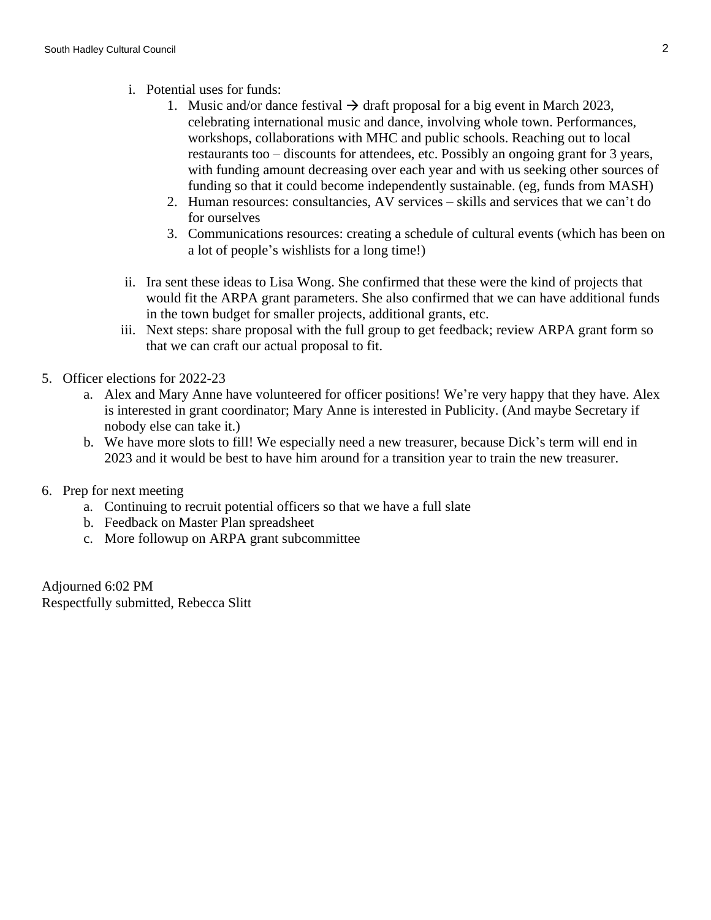i. Potential uses for funds:
    1. Music and/or dance festival → draft proposal for a big event in March 2023, celebrating international music and dance, involving whole town. Performances, workshops, collaborations with MHC and public schools. Reaching out to local restaurants too – discounts for attendees, etc. Possibly an ongoing grant for 3 years, with funding amount decreasing over each year and with us seeking other sources of funding so that it could become independently sustainable. (eg, funds from MASH)
    2. Human resources: consultancies, AV services – skills and services that we can't do for ourselves
    3. Communications resources: creating a schedule of cultural events (which has been on a lot of people's wishlists for a long time!)

ii. Ira sent these ideas to Lisa Wong. She confirmed that these were the kind of projects that would fit the ARPA grant parameters. She also confirmed that we can have additional funds in the town budget for smaller projects, additional grants, etc.

iii. Next steps: share proposal with the full group to get feedback; review ARPA grant form so that we can craft our actual proposal to fit.

5. Officer elections for 2022-23
    a. Alex and Mary Anne have volunteered for officer positions! We're very happy that they have. Alex is interested in grant coordinator; Mary Anne is interested in Publicity. (And maybe Secretary if nobody else can take it.)
    b. We have more slots to fill! We especially need a new treasurer, because Dick's term will end in 2023 and it would be best to have him around for a transition year to train the new treasurer.

6. Prep for next meeting
    a. Continuing to recruit potential officers so that we have a full slate
    b. Feedback on Master Plan spreadsheet
    c. More followup on ARPA grant subcommittee

Adjourned 6:02 PM
Respectfully submitted, Rebecca Slitt